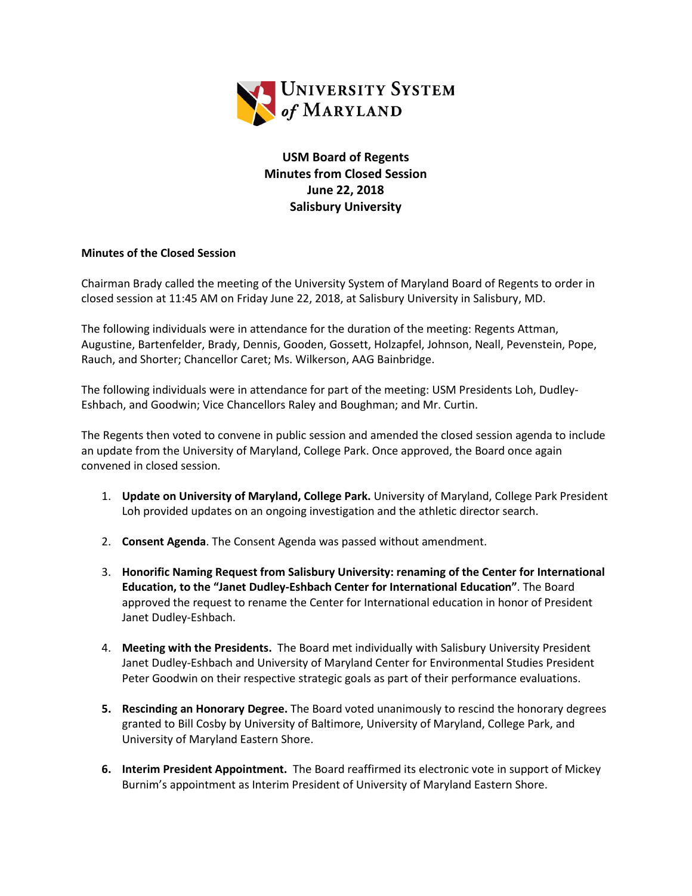University System of Maryland

# USM Board of Regents
## Minutes from Closed Session
## June 22, 2018
## Salisbury University

**Minutes of the Closed Session**

Chairman Brady called the meeting of the University System of Maryland Board of Regents to order in closed session at 11:45 AM on Friday June 22, 2018, at Salisbury University in Salisbury, MD.

The following individuals were in attendance for the duration of the meeting: Regents Attman, Augustine, Bartenfelder, Brady, Dennis, Gooden, Gossett, Holzapfel, Johnson, Neall, Pevenstein, Pope, Rauch, and Shorter; Chancellor Caret; Ms. Wilkerson, AAG Bainbridge.

The following individuals were in attendance for part of the meeting: USM Presidents Loh, Dudley-Eshbach, and Goodwin; Vice Chancellors Raley and Boughman; and Mr. Curtin.

The Regents then voted to convene in public session and amended the closed session agenda to include an update from the University of Maryland, College Park. Once approved, the Board once again convened in closed session.

1. **Update on University of Maryland, College Park.** University of Maryland, College Park President Loh provided updates on an ongoing investigation and the athletic director search.

2. **Consent Agenda**. The Consent Agenda was passed without amendment.

3. **Honorific Naming Request from Salisbury University: renaming of the Center for International Education, to the "Janet Dudley-Eshbach Center for International Education"**. The Board approved the request to rename the Center for International education in honor of President Janet Dudley-Eshbach.

4. **Meeting with the Presidents.** The Board met individually with Salisbury University President Janet Dudley-Eshbach and University of Maryland Center for Environmental Studies President Peter Goodwin on their respective strategic goals as part of their performance evaluations.

5. **Rescinding an Honorary Degree.** The Board voted unanimously to rescind the honorary degrees granted to Bill Cosby by University of Baltimore, University of Maryland, College Park, and University of Maryland Eastern Shore.

6. **Interim President Appointment.** The Board reaffirmed its electronic vote in support of Mickey Burnim's appointment as Interim President of University of Maryland Eastern Shore.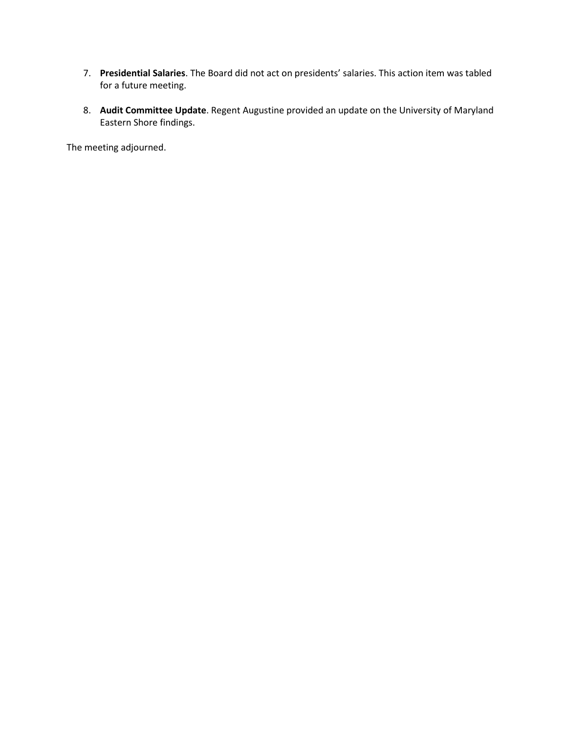7. **Presidential Salaries**. The Board did not act on presidents' salaries. This action item was tabled for a future meeting.

8. **Audit Committee Update**. Regent Augustine provided an update on the University of Maryland Eastern Shore findings.

The meeting adjourned.